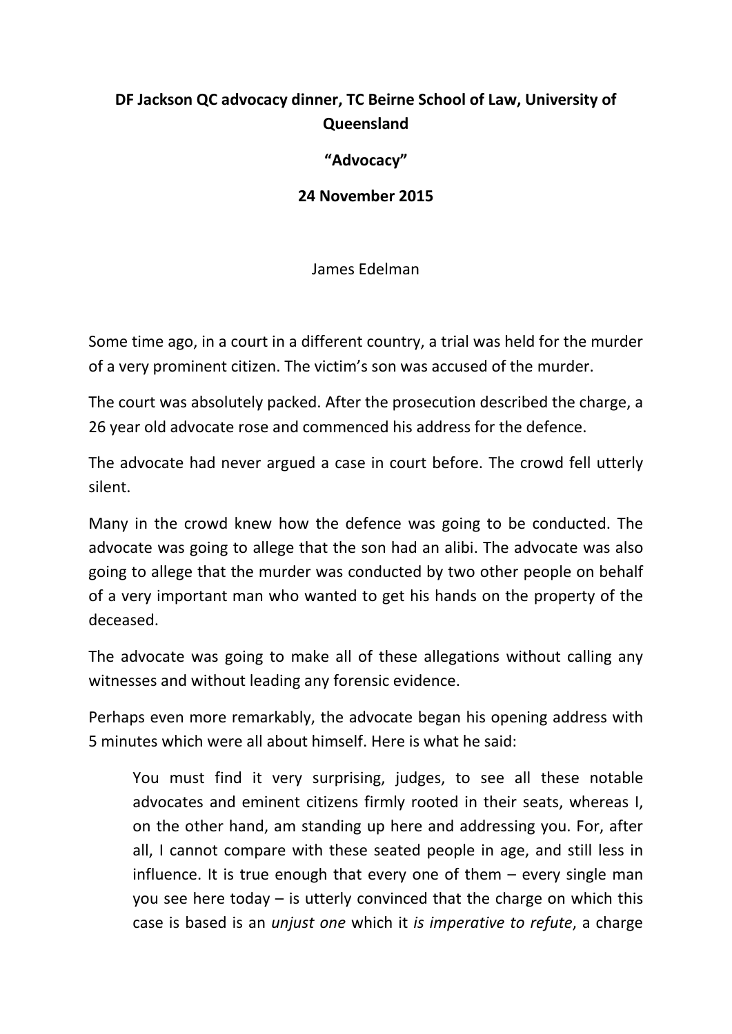**DF Jackson QC advocacy dinner, TC Beirne School of Law, University of Queensland**

**"Advocacy"**

**24 November 2015**

James Edelman

Some time ago, in a court in a different country, a trial was held for the murder of a very prominent citizen. The victim's son was accused of the murder.

The court was absolutely packed. After the prosecution described the charge, a 26 year old advocate rose and commenced his address for the defence.

The advocate had never argued a case in court before. The crowd fell utterly silent.

Many in the crowd knew how the defence was going to be conducted. The advocate was going to allege that the son had an alibi. The advocate was also going to allege that the murder was conducted by two other people on behalf of a very important man who wanted to get his hands on the property of the deceased.

The advocate was going to make all of these allegations without calling any witnesses and without leading any forensic evidence.

Perhaps even more remarkably, the advocate began his opening address with 5 minutes which were all about himself. Here is what he said:

> You must find it very surprising, judges, to see all these notable advocates and eminent citizens firmly rooted in their seats, whereas I, on the other hand, am standing up here and addressing you. For, after all, I cannot compare with these seated people in age, and still less in influence. It is true enough that every one of them – every single man you see here today – is utterly convinced that the charge on which this case is based is an *unjust one* which it *is imperative to refute*, a charge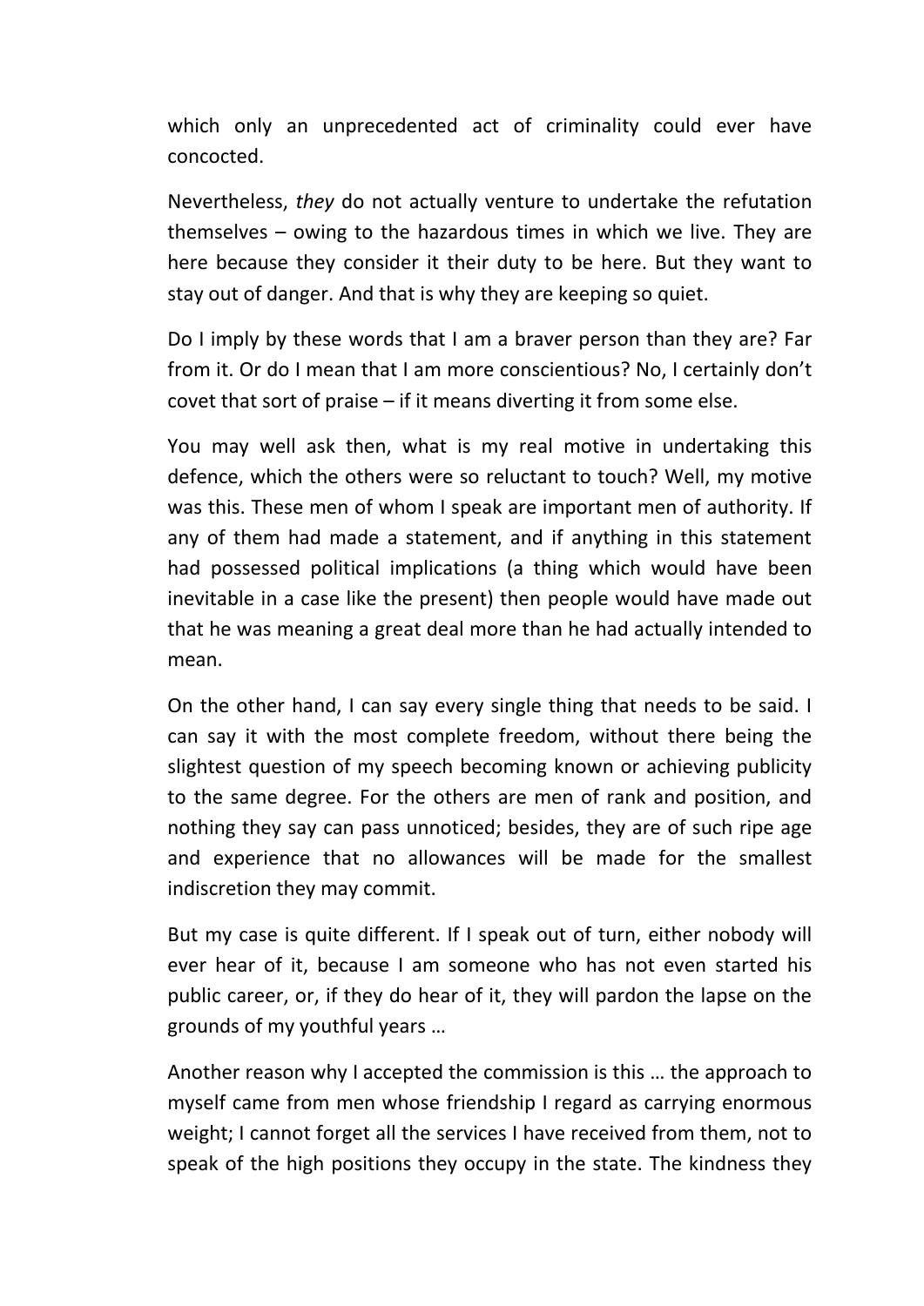which only an unprecedented act of criminality could ever have concocted.

Nevertheless, *they* do not actually venture to undertake the refutation themselves – owing to the hazardous times in which we live. They are here because they consider it their duty to be here. But they want to stay out of danger. And that is why they are keeping so quiet.

Do I imply by these words that I am a braver person than they are? Far from it. Or do I mean that I am more conscientious? No, I certainly don't covet that sort of praise – if it means diverting it from some else.

You may well ask then, what is my real motive in undertaking this defence, which the others were so reluctant to touch? Well, my motive was this. These men of whom I speak are important men of authority. If any of them had made a statement, and if anything in this statement had possessed political implications (a thing which would have been inevitable in a case like the present) then people would have made out that he was meaning a great deal more than he had actually intended to mean.

On the other hand, I can say every single thing that needs to be said. I can say it with the most complete freedom, without there being the slightest question of my speech becoming known or achieving publicity to the same degree. For the others are men of rank and position, and nothing they say can pass unnoticed; besides, they are of such ripe age and experience that no allowances will be made for the smallest indiscretion they may commit.

But my case is quite different. If I speak out of turn, either nobody will ever hear of it, because I am someone who has not even started his public career, or, if they do hear of it, they will pardon the lapse on the grounds of my youthful years …

Another reason why I accepted the commission is this … the approach to myself came from men whose friendship I regard as carrying enormous weight; I cannot forget all the services I have received from them, not to speak of the high positions they occupy in the state. The kindness they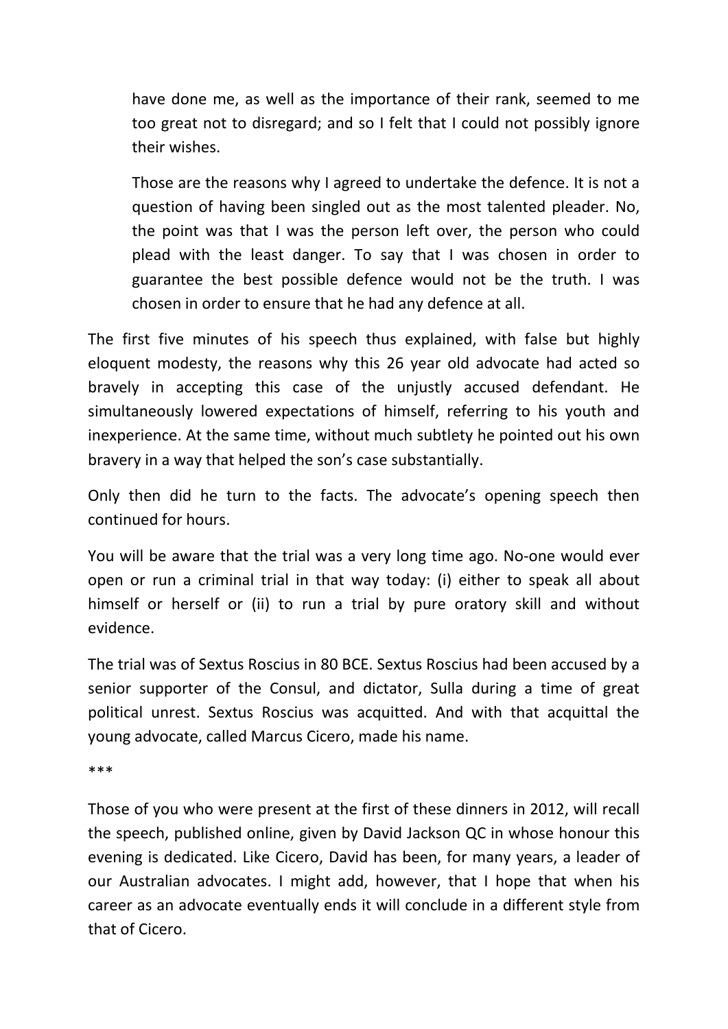> have done me, as well as the importance of their rank, seemed to me too great not to disregard; and so I felt that I could not possibly ignore their wishes.
>
> Those are the reasons why I agreed to undertake the defence. It is not a question of having been singled out as the most talented pleader. No, the point was that I was the person left over, the person who could plead with the least danger. To say that I was chosen in order to guarantee the best possible defence would not be the truth. I was chosen in order to ensure that he had any defence at all.

The first five minutes of his speech thus explained, with false but highly eloquent modesty, the reasons why this 26 year old advocate had acted so bravely in accepting this case of the unjustly accused defendant. He simultaneously lowered expectations of himself, referring to his youth and inexperience. At the same time, without much subtlety he pointed out his own bravery in a way that helped the son's case substantially.

Only then did he turn to the facts. The advocate's opening speech then continued for hours.

You will be aware that the trial was a very long time ago. No-one would ever open or run a criminal trial in that way today: (i) either to speak all about himself or herself or (ii) to run a trial by pure oratory skill and without evidence.

The trial was of Sextus Roscius in 80 BCE. Sextus Roscius had been accused by a senior supporter of the Consul, and dictator, Sulla during a time of great political unrest. Sextus Roscius was acquitted. And with that acquittal the young advocate, called Marcus Cicero, made his name.

***

Those of you who were present at the first of these dinners in 2012, will recall the speech, published online, given by David Jackson QC in whose honour this evening is dedicated. Like Cicero, David has been, for many years, a leader of our Australian advocates. I might add, however, that I hope that when his career as an advocate eventually ends it will conclude in a different style from that of Cicero.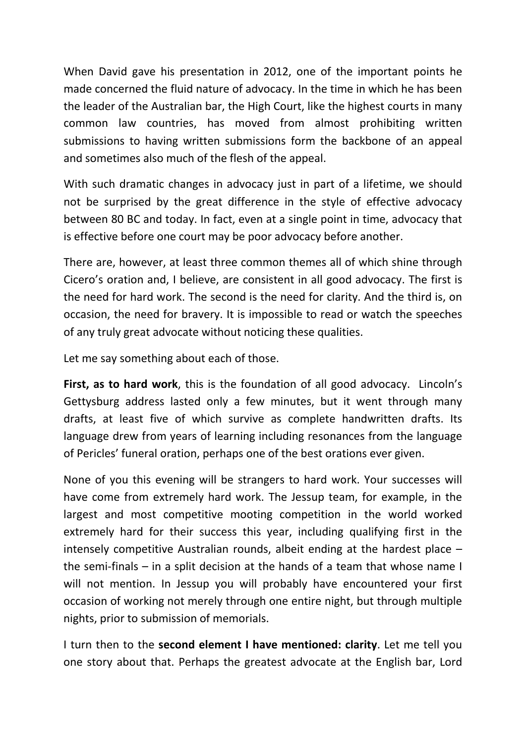When David gave his presentation in 2012, one of the important points he made concerned the fluid nature of advocacy. In the time in which he has been the leader of the Australian bar, the High Court, like the highest courts in many common law countries, has moved from almost prohibiting written submissions to having written submissions form the backbone of an appeal and sometimes also much of the flesh of the appeal.

With such dramatic changes in advocacy just in part of a lifetime, we should not be surprised by the great difference in the style of effective advocacy between 80 BC and today. In fact, even at a single point in time, advocacy that is effective before one court may be poor advocacy before another.

There are, however, at least three common themes all of which shine through Cicero's oration and, I believe, are consistent in all good advocacy. The first is the need for hard work. The second is the need for clarity. And the third is, on occasion, the need for bravery. It is impossible to read or watch the speeches of any truly great advocate without noticing these qualities.

Let me say something about each of those.

**First, as to hard work**, this is the foundation of all good advocacy. Lincoln's Gettysburg address lasted only a few minutes, but it went through many drafts, at least five of which survive as complete handwritten drafts. Its language drew from years of learning including resonances from the language of Pericles' funeral oration, perhaps one of the best orations ever given.

None of you this evening will be strangers to hard work. Your successes will have come from extremely hard work. The Jessup team, for example, in the largest and most competitive mooting competition in the world worked extremely hard for their success this year, including qualifying first in the intensely competitive Australian rounds, albeit ending at the hardest place – the semi-finals – in a split decision at the hands of a team that whose name I will not mention. In Jessup you will probably have encountered your first occasion of working not merely through one entire night, but through multiple nights, prior to submission of memorials.

I turn then to the **second element I have mentioned: clarity**. Let me tell you one story about that. Perhaps the greatest advocate at the English bar, Lord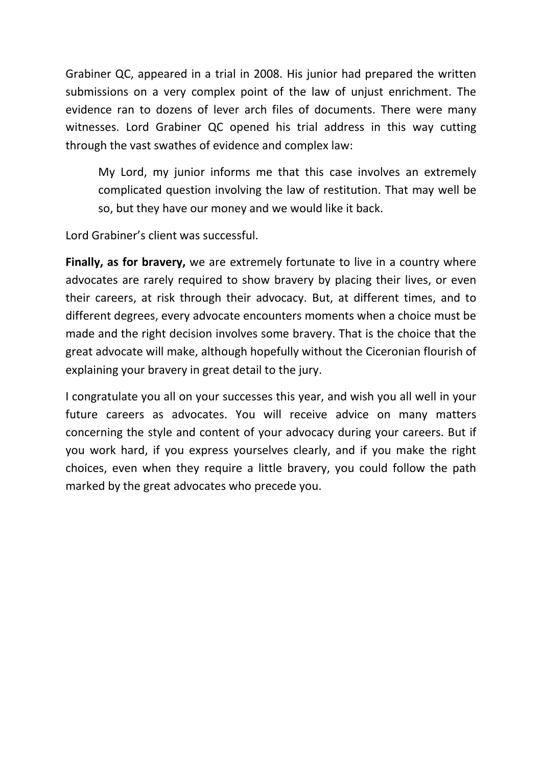Grabiner QC, appeared in a trial in 2008. His junior had prepared the written submissions on a very complex point of the law of unjust enrichment. The evidence ran to dozens of lever arch files of documents. There were many witnesses. Lord Grabiner QC opened his trial address in this way cutting through the vast swathes of evidence and complex law:

> My Lord, my junior informs me that this case involves an extremely complicated question involving the law of restitution. That may well be so, but they have our money and we would like it back.

Lord Grabiner's client was successful.

**Finally, as for bravery,** we are extremely fortunate to live in a country where advocates are rarely required to show bravery by placing their lives, or even their careers, at risk through their advocacy. But, at different times, and to different degrees, every advocate encounters moments when a choice must be made and the right decision involves some bravery. That is the choice that the great advocate will make, although hopefully without the Ciceronian flourish of explaining your bravery in great detail to the jury.

I congratulate you all on your successes this year, and wish you all well in your future careers as advocates. You will receive advice on many matters concerning the style and content of your advocacy during your careers. But if you work hard, if you express yourselves clearly, and if you make the right choices, even when they require a little bravery, you could follow the path marked by the great advocates who precede you.